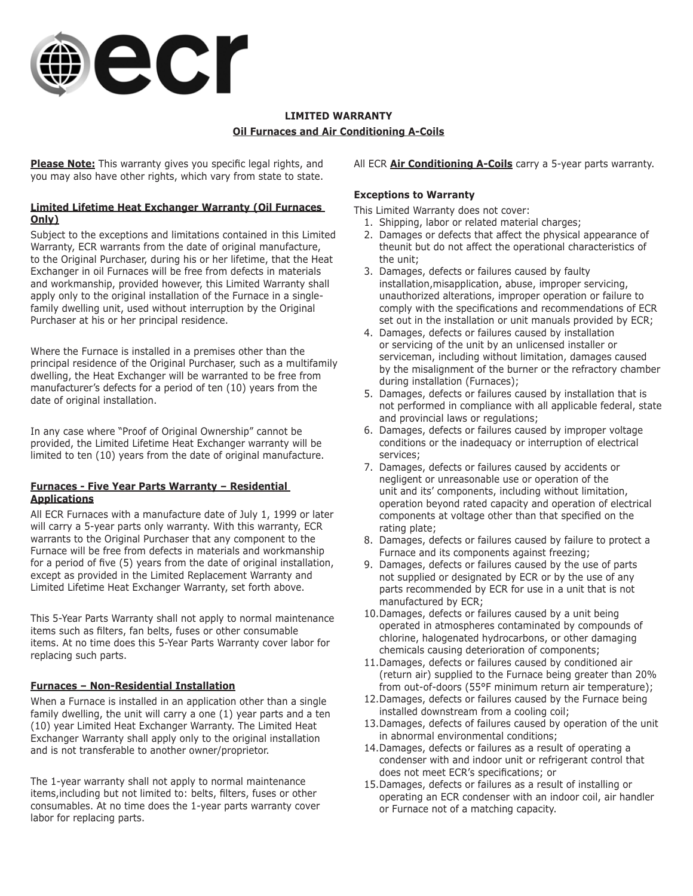# LIMITED WARRANTY

## Oil Furnaces and Air Conditioning A-Coils

**Please Note:** This warranty gives you specific legal rights, and you may also have other rights, which vary from state to state.

### Limited Lifetime Heat Exchanger Warranty (Oil Furnaces Only)

Subject to the exceptions and limitations contained in this Limited Warranty, ECR warrants from the date of original manufacture, to the Original Purchaser, during his or her lifetime, that the Heat Exchanger in oil Furnaces will be free from defects in materials and workmanship, provided however, this Limited Warranty shall apply only to the original installation of the Furnace in a single-family dwelling unit, used without interruption by the Original Purchaser at his or her principal residence.

Where the Furnace is installed in a premises other than the principal residence of the Original Purchaser, such as a multifamily dwelling, the Heat Exchanger will be warranted to be free from manufacturer's defects for a period of ten (10) years from the date of original installation.

In any case where "Proof of Original Ownership" cannot be provided, the Limited Lifetime Heat Exchanger warranty will be limited to ten (10) years from the date of original manufacture.

### Furnaces - Five Year Parts Warranty – Residential Applications

All ECR Furnaces with a manufacture date of July 1, 1999 or later will carry a 5-year parts only warranty. With this warranty, ECR warrants to the Original Purchaser that any component to the Furnace will be free from defects in materials and workmanship for a period of five (5) years from the date of original installation, except as provided in the Limited Replacement Warranty and Limited Lifetime Heat Exchanger Warranty, set forth above.

This 5-Year Parts Warranty shall not apply to normal maintenance items such as filters, fan belts, fuses or other consumable items. At no time does this 5-Year Parts Warranty cover labor for replacing such parts.

### Furnaces – Non-Residential Installation

When a Furnace is installed in an application other than a single family dwelling, the unit will carry a one (1) year parts and a ten (10) year Limited Heat Exchanger Warranty. The Limited Heat Exchanger Warranty shall apply only to the original installation and is not transferable to another owner/proprietor.

The 1-year warranty shall not apply to normal maintenance items,including but not limited to: belts, filters, fuses or other consumables. At no time does the 1-year parts warranty cover labor for replacing parts.

All ECR **Air Conditioning A-Coils** carry a 5-year parts warranty.

### Exceptions to Warranty

This Limited Warranty does not cover:

1. Shipping, labor or related material charges;
2. Damages or defects that affect the physical appearance of theunit but do not affect the operational characteristics of the unit;
3. Damages, defects or failures caused by faulty installation,misapplication, abuse, improper servicing, unauthorized alterations, improper operation or failure to comply with the specifications and recommendations of ECR set out in the installation or unit manuals provided by ECR;
4. Damages, defects or failures caused by installation or servicing of the unit by an unlicensed installer or serviceman, including without limitation, damages caused by the misalignment of the burner or the refractory chamber during installation (Furnaces);
5. Damages, defects or failures caused by installation that is not performed in compliance with all applicable federal, state and provincial laws or regulations;
6. Damages, defects or failures caused by improper voltage conditions or the inadequacy or interruption of electrical services;
7. Damages, defects or failures caused by accidents or negligent or unreasonable use or operation of the unit and its' components, including without limitation, operation beyond rated capacity and operation of electrical components at voltage other than that specified on the rating plate;
8. Damages, defects or failures caused by failure to protect a Furnace and its components against freezing;
9. Damages, defects or failures caused by the use of parts not supplied or designated by ECR or by the use of any parts recommended by ECR for use in a unit that is not manufactured by ECR;
10. Damages, defects or failures caused by a unit being operated in atmospheres contaminated by compounds of chlorine, halogenated hydrocarbons, or other damaging chemicals causing deterioration of components;
11. Damages, defects or failures caused by conditioned air (return air) supplied to the Furnace being greater than 20% from out-of-doors (55°F minimum return air temperature);
12. Damages, defects or failures caused by the Furnace being installed downstream from a cooling coil;
13. Damages, defects of failures caused by operation of the unit in abnormal environmental conditions;
14. Damages, defects or failures as a result of operating a condenser with and indoor unit or refrigerant control that does not meet ECR's specifications; or
15. Damages, defects or failures as a result of installing or operating an ECR condenser with an indoor coil, air handler or Furnace not of a matching capacity.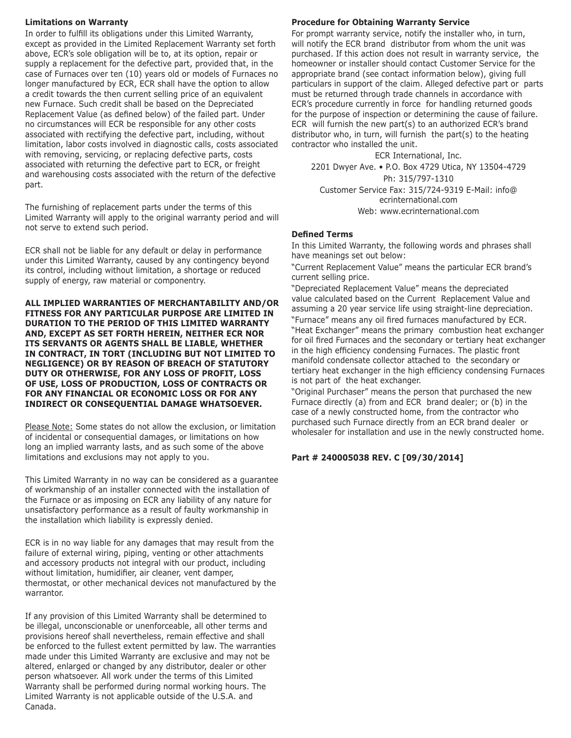**Limitations on Warranty**

In order to fulfill its obligations under this Limited Warranty, except as provided in the Limited Replacement Warranty set forth above, ECR's sole obligation will be to, at its option, repair or supply a replacement for the defective part, provided that, in the case of Furnaces over ten (10) years old or models of Furnaces no longer manufactured by ECR, ECR shall have the option to allow a credit towards the then current selling price of an equivalent new Furnace. Such credit shall be based on the Depreciated Replacement Value (as defined below) of the failed part. Under no circumstances will ECR be responsible for any other costs associated with rectifying the defective part, including, without limitation, labor costs involved in diagnostic calls, costs associated with removing, servicing, or replacing defective parts, costs associated with returning the defective part to ECR, or freight and warehousing costs associated with the return of the defective part.

The furnishing of replacement parts under the terms of this Limited Warranty will apply to the original warranty period and will not serve to extend such period.

ECR shall not be liable for any default or delay in performance under this Limited Warranty, caused by any contingency beyond its control, including without limitation, a shortage or reduced supply of energy, raw material or componentry.

**ALL IMPLIED WARRANTIES OF MERCHANTABILITY AND/OR FITNESS FOR ANY PARTICULAR PURPOSE ARE LIMITED IN DURATION TO THE PERIOD OF THIS LIMITED WARRANTY AND, EXCEPT AS SET FORTH HEREIN, NEITHER ECR NOR ITS SERVANTS OR AGENTS SHALL BE LIABLE, WHETHER IN CONTRACT, IN TORT (INCLUDING BUT NOT LIMITED TO NEGLIGENCE) OR BY REASON OF BREACH OF STATUTORY DUTY OR OTHERWISE, FOR ANY LOSS OF PROFIT, LOSS OF USE, LOSS OF PRODUCTION, LOSS OF CONTRACTS OR FOR ANY FINANCIAL OR ECONOMIC LOSS OR FOR ANY INDIRECT OR CONSEQUENTIAL DAMAGE WHATSOEVER.**

Please Note: Some states do not allow the exclusion, or limitation of incidental or consequential damages, or limitations on how long an implied warranty lasts, and as such some of the above limitations and exclusions may not apply to you.

This Limited Warranty in no way can be considered as a guarantee of workmanship of an installer connected with the installation of the Furnace or as imposing on ECR any liability of any nature for unsatisfactory performance as a result of faulty workmanship in the installation which liability is expressly denied.

ECR is in no way liable for any damages that may result from the failure of external wiring, piping, venting or other attachments and accessory products not integral with our product, including without limitation, humidifier, air cleaner, vent damper, thermostat, or other mechanical devices not manufactured by the warrantor.

If any provision of this Limited Warranty shall be determined to be illegal, unconscionable or unenforceable, all other terms and provisions hereof shall nevertheless, remain effective and shall be enforced to the fullest extent permitted by law. The warranties made under this Limited Warranty are exclusive and may not be altered, enlarged or changed by any distributor, dealer or other person whatsoever. All work under the terms of this Limited Warranty shall be performed during normal working hours. The Limited Warranty is not applicable outside of the U.S.A. and Canada.

**Procedure for Obtaining Warranty Service**

For prompt warranty service, notify the installer who, in turn, will notify the ECR brand distributor from whom the unit was purchased. If this action does not result in warranty service, the homeowner or installer should contact Customer Service for the appropriate brand (see contact information below), giving full particulars in support of the claim. Alleged defective part or parts must be returned through trade channels in accordance with ECR's procedure currently in force for handling returned goods for the purpose of inspection or determining the cause of failure. ECR will furnish the new part(s) to an authorized ECR's brand distributor who, in turn, will furnish the part(s) to the heating contractor who installed the unit.

ECR International, Inc.
2201 Dwyer Ave. • P.O. Box 4729 Utica, NY 13504-4729
Ph: 315/797-1310
Customer Service Fax: 315/724-9319 E-Mail: info@ecrinternational.com
Web: www.ecrinternational.com

**Defined Terms**

In this Limited Warranty, the following words and phrases shall have meanings set out below:

"Current Replacement Value" means the particular ECR brand's current selling price.

"Depreciated Replacement Value" means the depreciated value calculated based on the Current Replacement Value and assuming a 20 year service life using straight-line depreciation.

"Furnace" means any oil fired furnaces manufactured by ECR.

"Heat Exchanger" means the primary combustion heat exchanger for oil fired Furnaces and the secondary or tertiary heat exchanger in the high efficiency condensing Furnaces. The plastic front manifold condensate collector attached to the secondary or tertiary heat exchanger in the high efficiency condensing Furnaces is not part of the heat exchanger.

"Original Purchaser" means the person that purchased the new Furnace directly (a) from and ECR brand dealer; or (b) in the case of a newly constructed home, from the contractor who purchased such Furnace directly from an ECR brand dealer or wholesaler for installation and use in the newly constructed home.

**Part # 240005038 REV. C [09/30/2014]**